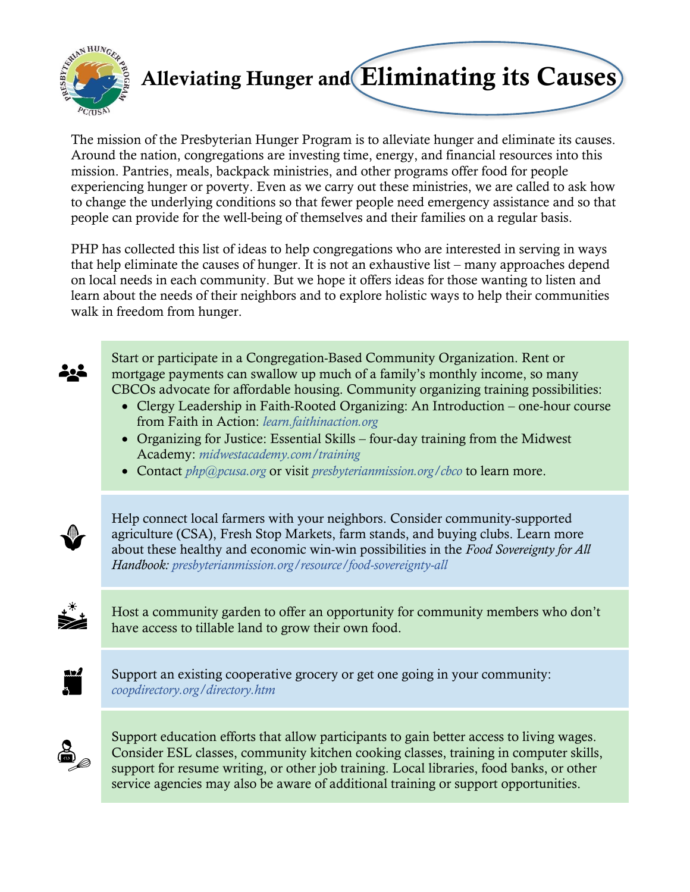# Alleviating Hunger and Eliminating its Causes

The mission of the Presbyterian Hunger Program is to alleviate hunger and eliminate its causes. Around the nation, congregations are investing time, energy, and financial resources into this mission. Pantries, meals, backpack ministries, and other programs offer food for people experiencing hunger or poverty. Even as we carry out these ministries, we are called to ask how to change the underlying conditions so that fewer people need emergency assistance and so that people can provide for the well-being of themselves and their families on a regular basis.

PHP has collected this list of ideas to help congregations who are interested in serving in ways that help eliminate the causes of hunger. It is not an exhaustive list – many approaches depend on local needs in each community. But we hope it offers ideas for those wanting to listen and learn about the needs of their neighbors and to explore holistic ways to help their communities walk in freedom from hunger.

Start or participate in a Congregation-Based Community Organization. Rent or mortgage payments can swallow up much of a family's monthly income, so many CBCOs advocate for affordable housing. Community organizing training possibilities:

- Clergy Leadership in Faith-Rooted Organizing: An Introduction – one-hour course from Faith in Action: *learn.faithinaction.org*
- Organizing for Justice: Essential Skills – four-day training from the Midwest Academy: *midwestacademy.com/training*
- Contact *php@pcusa.org* or visit *presbyterianmission.org/cbco* to learn more.

Help connect local farmers with your neighbors. Consider community-supported agriculture (CSA), Fresh Stop Markets, farm stands, and buying clubs. Learn more about these healthy and economic win-win possibilities in the *Food Sovereignty for All Handbook: presbyterianmission.org/resource/food-sovereignty-all*

Host a community garden to offer an opportunity for community members who don't have access to tillable land to grow their own food.

Support an existing cooperative grocery or get one going in your community: *coopdirectory.org/directory.htm*

Support education efforts that allow participants to gain better access to living wages. Consider ESL classes, community kitchen cooking classes, training in computer skills, support for resume writing, or other job training. Local libraries, food banks, or other service agencies may also be aware of additional training or support opportunities.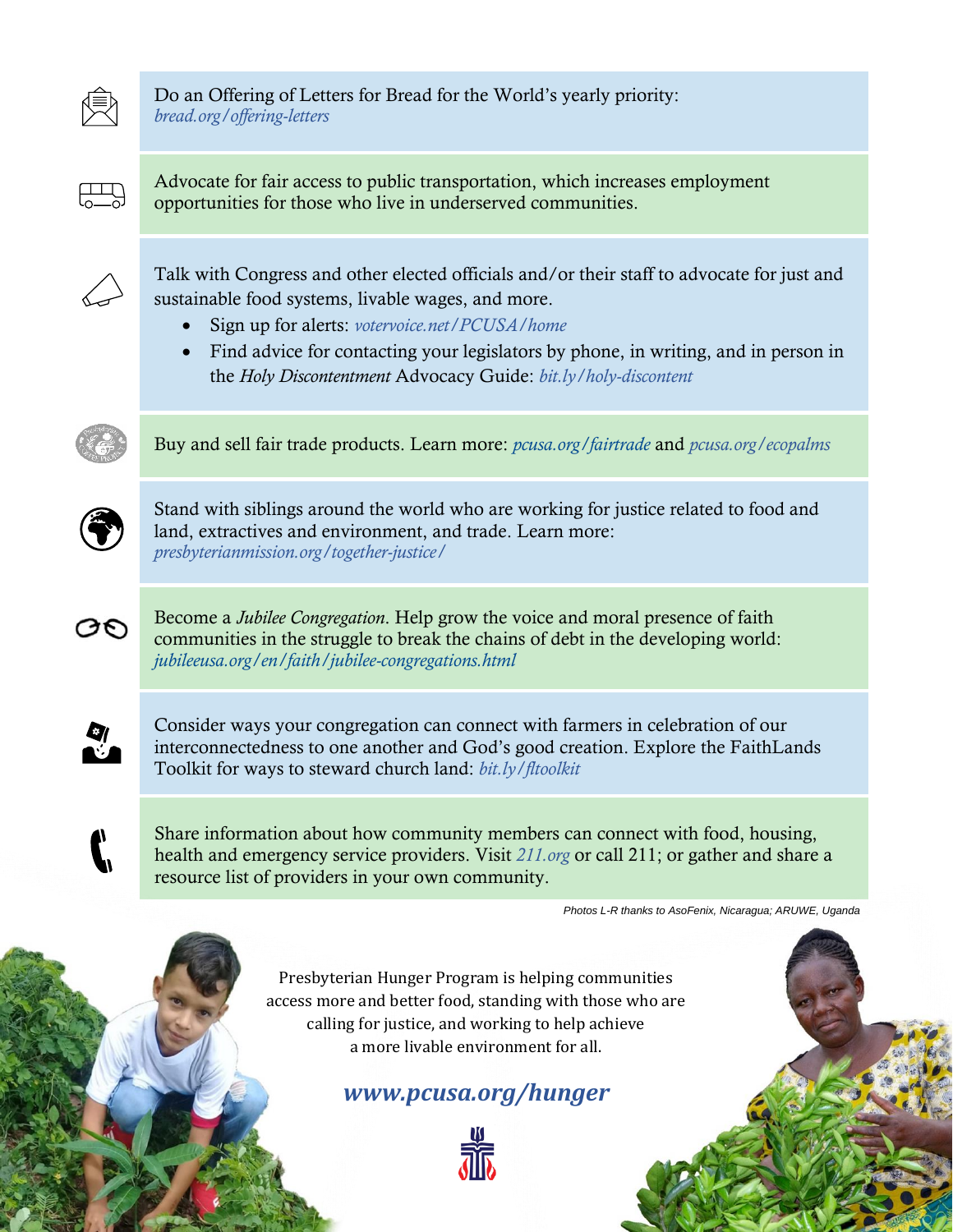Do an Offering of Letters for Bread for the World's yearly priority: *bread.org/offering-letters*

Advocate for fair access to public transportation, which increases employment opportunities for those who live in underserved communities.

Talk with Congress and other elected officials and/or their staff to advocate for just and sustainable food systems, livable wages, and more.

- Sign up for alerts: *votervoice.net/PCUSA/home*
- Find advice for contacting your legislators by phone, in writing, and in person in the *Holy Discontentment* Advocacy Guide: *bit.ly/holy-discontent*

Buy and sell fair trade products. Learn more: *pcusa.org/fairtrade* and *pcusa.org/ecopalms*

Stand with siblings around the world who are working for justice related to food and land, extractives and environment, and trade. Learn more: *presbyterianmission.org/together-justice/*

Become a *Jubilee Congregation*. Help grow the voice and moral presence of faith communities in the struggle to break the chains of debt in the developing world: *jubileeusa.org/en/faith/jubilee-congregations.html*

Consider ways your congregation can connect with farmers in celebration of our interconnectedness to one another and God's good creation. Explore the FaithLands Toolkit for ways to steward church land: *bit.ly/fltoolkit*

Share information about how community members can connect with food, housing, health and emergency service providers. Visit *211.org* or call 211; or gather and share a resource list of providers in your own community.

*Photos L-R thanks to AsoFenix, Nicaragua; ARUWE, Uganda*

Presbyterian Hunger Program is helping communities access more and better food, standing with those who are calling for justice, and working to help achieve a more livable environment for all.

***www.pcusa.org/hunger***